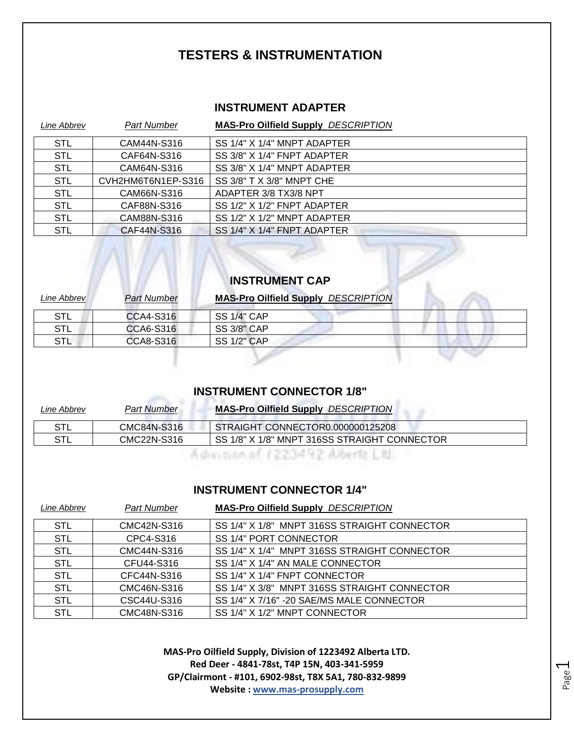# TESTERS & INSTRUMENTATION

## INSTRUMENT ADAPTER

| *Line Abbrev* | *Part Number* | **MAS-Pro Oilfield Supply** *DESCRIPTION* |
|---|---|---|
| STL | CAM44N-S316 | SS 1/4" X 1/4" MNPT ADAPTER |
| STL | CAF64N-S316 | SS 3/8" X 1/4" FNPT ADAPTER |
| STL | CAM64N-S316 | SS 3/8" X 1/4" MNPT ADAPTER |
| STL | CVH2HM6T6N1EP-S316 | SS 3/8" T X 3/8" MNPT CHE |
| STL | CAM66N-S316 | ADAPTER 3/8 TX3/8 NPT |
| STL | CAF88N-S316 | SS 1/2" X 1/2" FNPT ADAPTER |
| STL | CAM88N-S316 | SS 1/2" X 1/2" MNPT ADAPTER |
| STL | CAF44N-S316 | SS 1/4" X 1/4" FNPT ADAPTER |

## INSTRUMENT CAP

| *Line Abbrev* | *Part Number* | **MAS-Pro Oilfield Supply** *DESCRIPTION* |
|---|---|---|
| STL | CCA4-S316 | SS 1/4" CAP |
| STL | CCA6-S316 | SS 3/8" CAP |
| STL | CCA8-S316 | SS 1/2" CAP |

## INSTRUMENT CONNECTOR 1/8"

| *Line Abbrev* | *Part Number* | **MAS-Pro Oilfield Supply** *DESCRIPTION* |
|---|---|---|
| STL | CMC84N-S316 | STRAIGHT CONNECTOR0.000000125208 |
| STL | CMC22N-S316 | SS 1/8" X 1/8" MNPT 316SS STRAIGHT CONNECTOR |

## INSTRUMENT CONNECTOR 1/4"

| *Line Abbrev* | *Part Number* | **MAS-Pro Oilfield Supply** *DESCRIPTION* |
|---|---|---|
| STL | CMC42N-S316 | SS 1/4" X 1/8" MNPT 316SS STRAIGHT CONNECTOR |
| STL | CPC4-S316 | SS 1/4" PORT CONNECTOR |
| STL | CMC44N-S316 | SS 1/4" X 1/4" MNPT 316SS STRAIGHT CONNECTOR |
| STL | CFU44-S316 | SS 1/4" X 1/4" AN MALE CONNECTOR |
| STL | CFC44N-S316 | SS 1/4" X 1/4" FNPT CONNECTOR |
| STL | CMC46N-S316 | SS 1/4" X 3/8" MNPT 316SS STRAIGHT CONNECTOR |
| STL | CSC44U-S316 | SS 1/4" X 7/16" -20 SAE/MS MALE CONNECTOR |
| STL | CMC48N-S316 | SS 1/4" X 1/2" MNPT CONNECTOR |

**MAS-Pro Oilfield Supply, Division of 1223492 Alberta LTD.**
**Red Deer - 4841-78st, T4P 15N, 403-341-5959**
**GP/Clairmont - #101, 6902-98st, T8X 5A1, 780-832-9899**
**Website : www.mas-prosupply.com**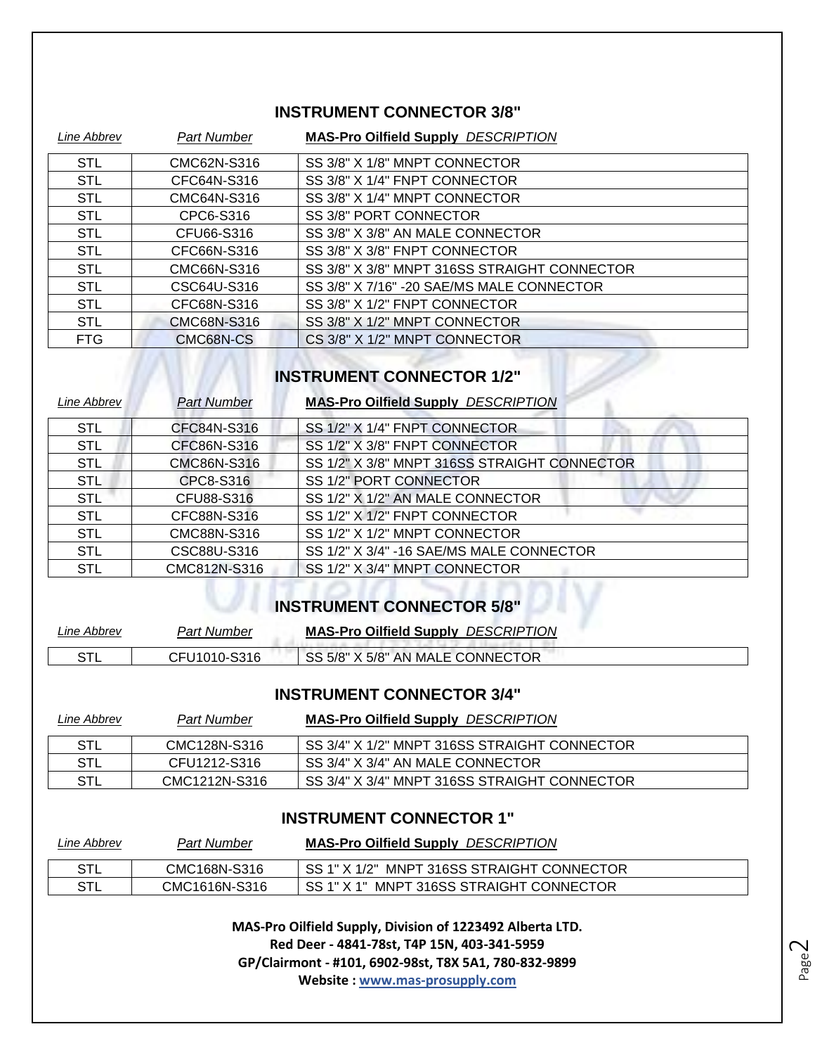## INSTRUMENT CONNECTOR 3/8"

| *Line Abbrev* | *Part Number* | **MAS-Pro Oilfield Supply** *DESCRIPTION* |
|---|---|---|
| STL | CMC62N-S316 | SS 3/8" X 1/8" MNPT CONNECTOR |
| STL | CFC64N-S316 | SS 3/8" X 1/4" FNPT CONNECTOR |
| STL | CMC64N-S316 | SS 3/8" X 1/4" MNPT CONNECTOR |
| STL | CPC6-S316 | SS 3/8" PORT CONNECTOR |
| STL | CFU66-S316 | SS 3/8" X 3/8" AN MALE CONNECTOR |
| STL | CFC66N-S316 | SS 3/8" X 3/8" FNPT CONNECTOR |
| STL | CMC66N-S316 | SS 3/8" X 3/8" MNPT 316SS STRAIGHT CONNECTOR |
| STL | CSC64U-S316 | SS 3/8" X 7/16" -20 SAE/MS MALE CONNECTOR |
| STL | CFC68N-S316 | SS 3/8" X 1/2" FNPT CONNECTOR |
| STL | CMC68N-S316 | SS 3/8" X 1/2" MNPT CONNECTOR |
| FTG | CMC68N-CS | CS 3/8" X 1/2" MNPT CONNECTOR |

## INSTRUMENT CONNECTOR 1/2"

| *Line Abbrev* | *Part Number* | **MAS-Pro Oilfield Supply** *DESCRIPTION* |
|---|---|---|
| STL | CFC84N-S316 | SS 1/2" X 1/4" FNPT CONNECTOR |
| STL | CFC86N-S316 | SS 1/2" X 3/8" FNPT CONNECTOR |
| STL | CMC86N-S316 | SS 1/2" X 3/8" MNPT 316SS STRAIGHT CONNECTOR |
| STL | CPC8-S316 | SS 1/2" PORT CONNECTOR |
| STL | CFU88-S316 | SS 1/2" X 1/2" AN MALE CONNECTOR |
| STL | CFC88N-S316 | SS 1/2" X 1/2" FNPT CONNECTOR |
| STL | CMC88N-S316 | SS 1/2" X 1/2" MNPT CONNECTOR |
| STL | CSC88U-S316 | SS 1/2" X 3/4" -16 SAE/MS MALE CONNECTOR |
| STL | CMC812N-S316 | SS 1/2" X 3/4" MNPT CONNECTOR |

## INSTRUMENT CONNECTOR 5/8"

| *Line Abbrev* | *Part Number* | **MAS-Pro Oilfield Supply** *DESCRIPTION* |
|---|---|---|
| STL | CFU1010-S316 | SS 5/8" X 5/8" AN MALE CONNECTOR |

## INSTRUMENT CONNECTOR 3/4"

| *Line Abbrev* | *Part Number* | **MAS-Pro Oilfield Supply** *DESCRIPTION* |
|---|---|---|
| STL | CMC128N-S316 | SS 3/4" X 1/2" MNPT 316SS STRAIGHT CONNECTOR |
| STL | CFU1212-S316 | SS 3/4" X 3/4" AN MALE CONNECTOR |
| STL | CMC1212N-S316 | SS 3/4" X 3/4" MNPT 316SS STRAIGHT CONNECTOR |

## INSTRUMENT CONNECTOR 1"

| *Line Abbrev* | *Part Number* | **MAS-Pro Oilfield Supply** *DESCRIPTION* |
|---|---|---|
| STL | CMC168N-S316 | SS 1" X 1/2" MNPT 316SS STRAIGHT CONNECTOR |
| STL | CMC1616N-S316 | SS 1" X 1" MNPT 316SS STRAIGHT CONNECTOR |

**MAS-Pro Oilfield Supply, Division of 1223492 Alberta LTD.**
**Red Deer - 4841-78st, T4P 15N, 403-341-5959**
**GP/Clairmont - #101, 6902-98st, T8X 5A1, 780-832-9899**
**Website : www.mas-prosupply.com**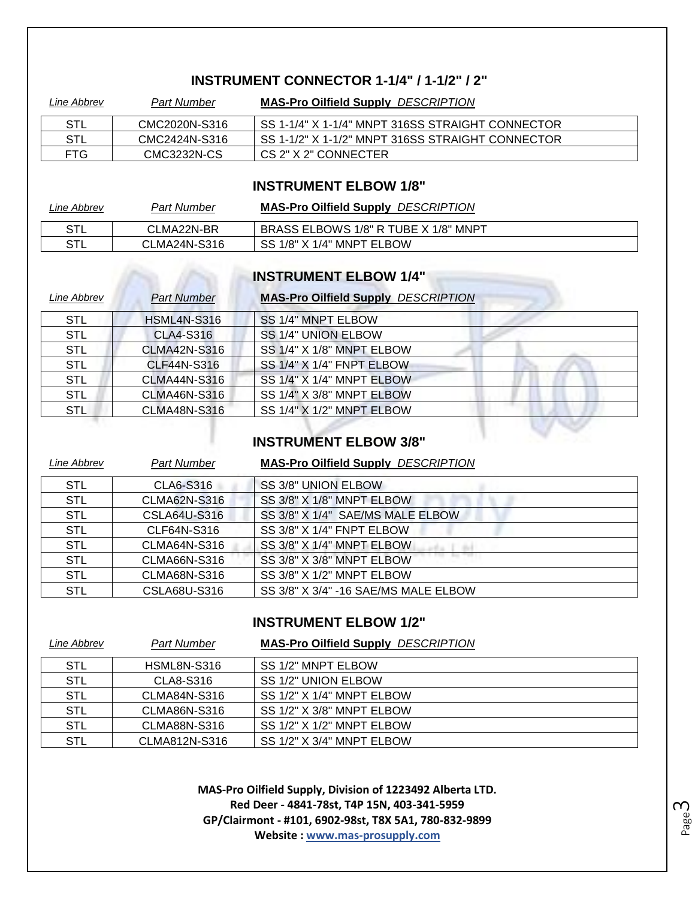## INSTRUMENT CONNECTOR 1-1/4" / 1-1/2" / 2"

| *Line Abbrev* | *Part Number* | **MAS-Pro Oilfield Supply** *DESCRIPTION* |
|---|---|---|
| STL | CMC2020N-S316 | SS 1-1/4" X 1-1/4" MNPT 316SS STRAIGHT CONNECTOR |
| STL | CMC2424N-S316 | SS 1-1/2" X 1-1/2" MNPT 316SS STRAIGHT CONNECTOR |
| FTG | CMC3232N-CS | CS 2" X 2" CONNECTER |

## INSTRUMENT ELBOW 1/8"

| *Line Abbrev* | *Part Number* | **MAS-Pro Oilfield Supply** *DESCRIPTION* |
|---|---|---|
| STL | CLMA22N-BR | BRASS ELBOWS 1/8" R TUBE X 1/8" MNPT |
| STL | CLMA24N-S316 | SS 1/8" X 1/4" MNPT ELBOW |

## INSTRUMENT ELBOW 1/4"

| *Line Abbrev* | *Part Number* | **MAS-Pro Oilfield Supply** *DESCRIPTION* |
|---|---|---|
| STL | HSML4N-S316 | SS 1/4" MNPT ELBOW |
| STL | CLA4-S316 | SS 1/4" UNION ELBOW |
| STL | CLMA42N-S316 | SS 1/4" X 1/8" MNPT ELBOW |
| STL | CLF44N-S316 | SS 1/4" X 1/4" FNPT ELBOW |
| STL | CLMA44N-S316 | SS 1/4" X 1/4" MNPT ELBOW |
| STL | CLMA46N-S316 | SS 1/4" X 3/8" MNPT ELBOW |
| STL | CLMA48N-S316 | SS 1/4" X 1/2" MNPT ELBOW |

## INSTRUMENT ELBOW 3/8"

| *Line Abbrev* | *Part Number* | **MAS-Pro Oilfield Supply** *DESCRIPTION* |
|---|---|---|
| STL | CLA6-S316 | SS 3/8" UNION ELBOW |
| STL | CLMA62N-S316 | SS 3/8" X 1/8" MNPT ELBOW |
| STL | CSLA64U-S316 | SS 3/8" X 1/4" SAE/MS MALE ELBOW |
| STL | CLF64N-S316 | SS 3/8" X 1/4" FNPT ELBOW |
| STL | CLMA64N-S316 | SS 3/8" X 1/4" MNPT ELBOW |
| STL | CLMA66N-S316 | SS 3/8" X 3/8" MNPT ELBOW |
| STL | CLMA68N-S316 | SS 3/8" X 1/2" MNPT ELBOW |
| STL | CSLA68U-S316 | SS 3/8" X 3/4" -16 SAE/MS MALE ELBOW |

## INSTRUMENT ELBOW 1/2"

| *Line Abbrev* | *Part Number* | **MAS-Pro Oilfield Supply** *DESCRIPTION* |
|---|---|---|
| STL | HSML8N-S316 | SS 1/2" MNPT ELBOW |
| STL | CLA8-S316 | SS 1/2" UNION ELBOW |
| STL | CLMA84N-S316 | SS 1/2" X 1/4" MNPT ELBOW |
| STL | CLMA86N-S316 | SS 1/2" X 3/8" MNPT ELBOW |
| STL | CLMA88N-S316 | SS 1/2" X 1/2" MNPT ELBOW |
| STL | CLMA812N-S316 | SS 1/2" X 3/4" MNPT ELBOW |

**MAS-Pro Oilfield Supply, Division of 1223492 Alberta LTD.**
**Red Deer - 4841-78st, T4P 15N, 403-341-5959**
**GP/Clairmont - #101, 6902-98st, T8X 5A1, 780-832-9899**
**Website : www.mas-prosupply.com**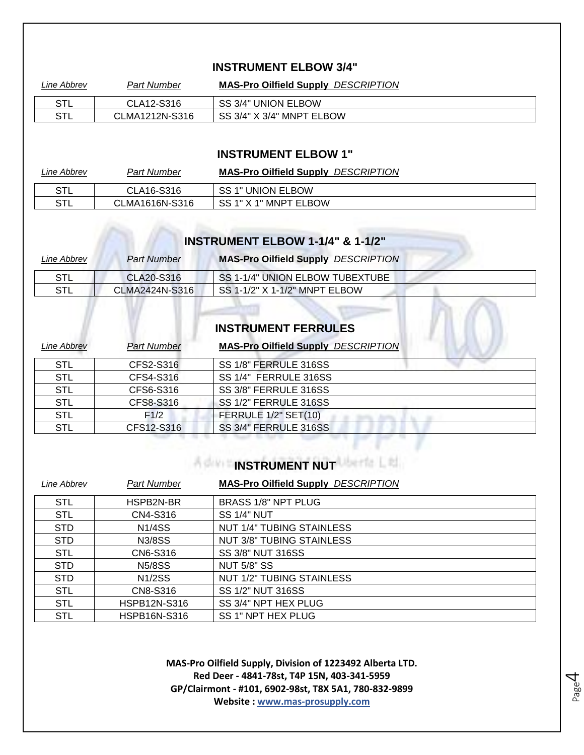## INSTRUMENT ELBOW 3/4"

| *Line Abbrev* | *Part Number* | **MAS-Pro Oilfield Supply** *DESCRIPTION* |
|---|---|---|
| STL | CLA12-S316 | SS 3/4" UNION ELBOW |
| STL | CLMA1212N-S316 | SS 3/4" X 3/4" MNPT ELBOW |

## INSTRUMENT ELBOW 1"

| *Line Abbrev* | *Part Number* | **MAS-Pro Oilfield Supply** *DESCRIPTION* |
|---|---|---|
| STL | CLA16-S316 | SS 1" UNION ELBOW |
| STL | CLMA1616N-S316 | SS 1" X 1" MNPT ELBOW |

## INSTRUMENT ELBOW 1-1/4" & 1-1/2"

| *Line Abbrev* | *Part Number* | **MAS-Pro Oilfield Supply** *DESCRIPTION* |
|---|---|---|
| STL | CLA20-S316 | SS 1-1/4" UNION ELBOW TUBEXTUBE |
| STL | CLMA2424N-S316 | SS 1-1/2" X 1-1/2" MNPT ELBOW |

## INSTRUMENT FERRULES

| *Line Abbrev* | *Part Number* | **MAS-Pro Oilfield Supply** *DESCRIPTION* |
|---|---|---|
| STL | CFS2-S316 | SS 1/8" FERRULE 316SS |
| STL | CFS4-S316 | SS 1/4" FERRULE 316SS |
| STL | CFS6-S316 | SS 3/8" FERRULE 316SS |
| STL | CFS8-S316 | SS 1/2" FERRULE 316SS |
| STL | F1/2 | FERRULE 1/2" SET(10) |
| STL | CFS12-S316 | SS 3/4" FERRULE 316SS |

## INSTRUMENT NUT

| *Line Abbrev* | *Part Number* | **MAS-Pro Oilfield Supply** *DESCRIPTION* |
|---|---|---|
| STL | HSPB2N-BR | BRASS 1/8" NPT PLUG |
| STL | CN4-S316 | SS 1/4" NUT |
| STD | N1/4SS | NUT 1/4" TUBING STAINLESS |
| STD | N3/8SS | NUT 3/8" TUBING STAINLESS |
| STL | CN6-S316 | SS 3/8" NUT 316SS |
| STD | N5/8SS | NUT 5/8" SS |
| STD | N1/2SS | NUT 1/2" TUBING STAINLESS |
| STL | CN8-S316 | SS 1/2" NUT 316SS |
| STL | HSPB12N-S316 | SS 3/4" NPT HEX PLUG |
| STL | HSPB16N-S316 | SS 1" NPT HEX PLUG |

**MAS-Pro Oilfield Supply, Division of 1223492 Alberta LTD.**
**Red Deer - 4841-78st, T4P 15N, 403-341-5959**
**GP/Clairmont - #101, 6902-98st, T8X 5A1, 780-832-9899**
**Website : www.mas-prosupply.com**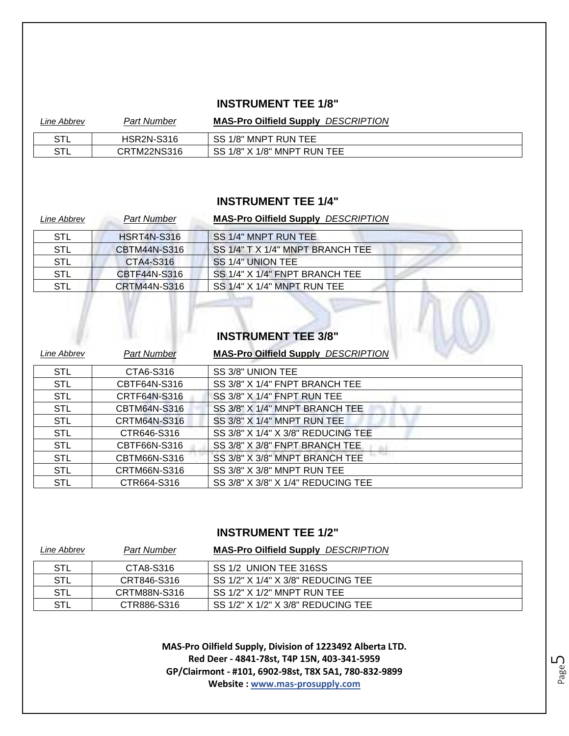## INSTRUMENT TEE 1/8"

| *Line Abbrev* | *Part Number* | **MAS-Pro Oilfield Supply** *DESCRIPTION* |
|---|---|---|
| STL | HSR2N-S316 | SS 1/8" MNPT RUN TEE |
| STL | CRTM22NS316 | SS 1/8" X 1/8" MNPT RUN TEE |

## INSTRUMENT TEE 1/4"

| *Line Abbrev* | *Part Number* | **MAS-Pro Oilfield Supply** *DESCRIPTION* |
|---|---|---|
| STL | HSRT4N-S316 | SS 1/4" MNPT RUN TEE |
| STL | CBTM44N-S316 | SS 1/4" T X 1/4" MNPT BRANCH TEE |
| STL | CTA4-S316 | SS 1/4" UNION TEE |
| STL | CBTF44N-S316 | SS 1/4" X 1/4" FNPT BRANCH TEE |
| STL | CRTM44N-S316 | SS 1/4" X 1/4" MNPT RUN TEE |

## INSTRUMENT TEE 3/8"

| *Line Abbrev* | *Part Number* | **MAS-Pro Oilfield Supply** *DESCRIPTION* |
|---|---|---|
| STL | CTA6-S316 | SS 3/8" UNION TEE |
| STL | CBTF64N-S316 | SS 3/8" X 1/4" FNPT BRANCH TEE |
| STL | CRTF64N-S316 | SS 3/8" X 1/4" FNPT RUN TEE |
| STL | CBTM64N-S316 | SS 3/8" X 1/4" MNPT BRANCH TEE |
| STL | CRTM64N-S316 | SS 3/8" X 1/4" MNPT RUN TEE |
| STL | CTR646-S316 | SS 3/8" X 1/4" X 3/8" REDUCING TEE |
| STL | CBTF66N-S316 | SS 3/8" X 3/8" FNPT BRANCH TEE |
| STL | CBTM66N-S316 | SS 3/8" X 3/8" MNPT BRANCH TEE |
| STL | CRTM66N-S316 | SS 3/8" X 3/8" MNPT RUN TEE |
| STL | CTR664-S316 | SS 3/8" X 3/8" X 1/4" REDUCING TEE |

## INSTRUMENT TEE 1/2"

| *Line Abbrev* | *Part Number* | **MAS-Pro Oilfield Supply** *DESCRIPTION* |
|---|---|---|
| STL | CTA8-S316 | SS 1/2 UNION TEE 316SS |
| STL | CRT846-S316 | SS 1/2" X 1/4" X 3/8" REDUCING TEE |
| STL | CRTM88N-S316 | SS 1/2" X 1/2" MNPT RUN TEE |
| STL | CTR886-S316 | SS 1/2" X 1/2" X 3/8" REDUCING TEE |

**MAS-Pro Oilfield Supply, Division of 1223492 Alberta LTD.**
**Red Deer - 4841-78st, T4P 15N, 403-341-5959**
**GP/Clairmont - #101, 6902-98st, T8X 5A1, 780-832-9899**
**Website : www.mas-prosupply.com**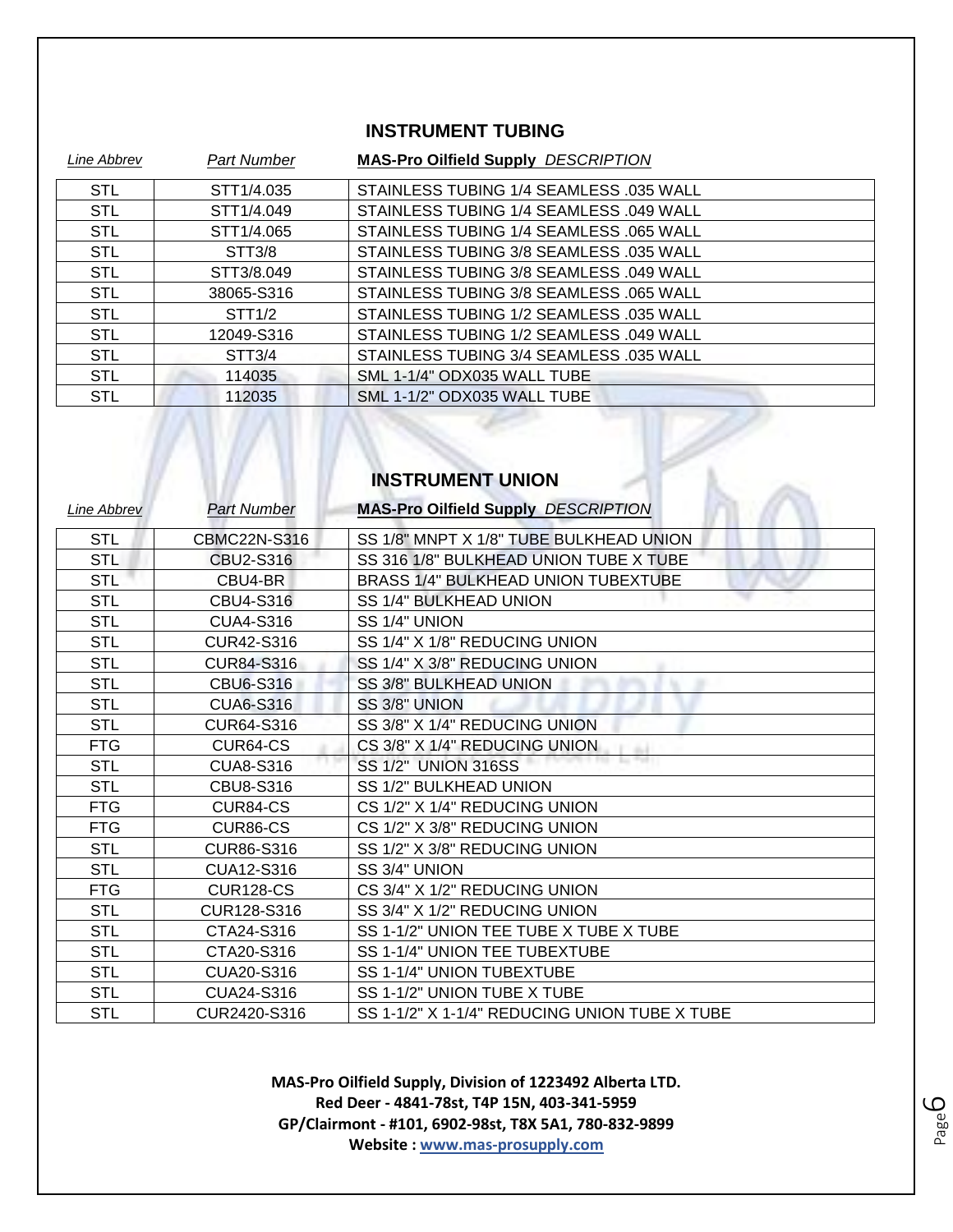## INSTRUMENT TUBING

| *Line Abbrev* | *Part Number* | **MAS-Pro Oilfield Supply** *DESCRIPTION* |
|---|---|---|
| STL | STT1/4.035 | STAINLESS TUBING 1/4 SEAMLESS .035 WALL |
| STL | STT1/4.049 | STAINLESS TUBING 1/4 SEAMLESS .049 WALL |
| STL | STT1/4.065 | STAINLESS TUBING 1/4 SEAMLESS .065 WALL |
| STL | STT3/8 | STAINLESS TUBING 3/8 SEAMLESS .035 WALL |
| STL | STT3/8.049 | STAINLESS TUBING 3/8 SEAMLESS .049 WALL |
| STL | 38065-S316 | STAINLESS TUBING 3/8 SEAMLESS .065 WALL |
| STL | STT1/2 | STAINLESS TUBING 1/2 SEAMLESS .035 WALL |
| STL | 12049-S316 | STAINLESS TUBING 1/2 SEAMLESS .049 WALL |
| STL | STT3/4 | STAINLESS TUBING 3/4 SEAMLESS .035 WALL |
| STL | 114035 | SML 1-1/4" ODX035 WALL TUBE |
| STL | 112035 | SML 1-1/2" ODX035 WALL TUBE |

## INSTRUMENT UNION

| *Line Abbrev* | *Part Number* | **MAS-Pro Oilfield Supply** *DESCRIPTION* |
|---|---|---|
| STL | CBMC22N-S316 | SS 1/8" MNPT X 1/8" TUBE BULKHEAD UNION |
| STL | CBU2-S316 | SS 316 1/8" BULKHEAD UNION TUBE X TUBE |
| STL | CBU4-BR | BRASS 1/4" BULKHEAD UNION TUBEXTUBE |
| STL | CBU4-S316 | SS 1/4" BULKHEAD UNION |
| STL | CUA4-S316 | SS 1/4" UNION |
| STL | CUR42-S316 | SS 1/4" X 1/8" REDUCING UNION |
| STL | CUR84-S316 | SS 1/4" X 3/8" REDUCING UNION |
| STL | CBU6-S316 | SS 3/8" BULKHEAD UNION |
| STL | CUA6-S316 | SS 3/8" UNION |
| STL | CUR64-S316 | SS 3/8" X 1/4" REDUCING UNION |
| FTG | CUR64-CS | CS 3/8" X 1/4" REDUCING UNION |
| STL | CUA8-S316 | SS 1/2"  UNION 316SS |
| STL | CBU8-S316 | SS 1/2" BULKHEAD UNION |
| FTG | CUR84-CS | CS 1/2" X 1/4" REDUCING UNION |
| FTG | CUR86-CS | CS 1/2" X 3/8" REDUCING UNION |
| STL | CUR86-S316 | SS 1/2" X 3/8" REDUCING UNION |
| STL | CUA12-S316 | SS 3/4" UNION |
| FTG | CUR128-CS | CS 3/4" X 1/2" REDUCING UNION |
| STL | CUR128-S316 | SS 3/4" X 1/2" REDUCING UNION |
| STL | CTA24-S316 | SS 1-1/2" UNION TEE TUBE X TUBE X TUBE |
| STL | CTA20-S316 | SS 1-1/4" UNION TEE TUBEXTUBE |
| STL | CUA20-S316 | SS 1-1/4" UNION TUBEXTUBE |
| STL | CUA24-S316 | SS 1-1/2" UNION TUBE X TUBE |
| STL | CUR2420-S316 | SS 1-1/2" X 1-1/4" REDUCING UNION TUBE X TUBE |

**MAS-Pro Oilfield Supply, Division of 1223492 Alberta LTD.**
**Red Deer - 4841-78st, T4P 15N, 403-341-5959**
**GP/Clairmont - #101, 6902-98st, T8X 5A1, 780-832-9899**
**Website : www.mas-prosupply.com**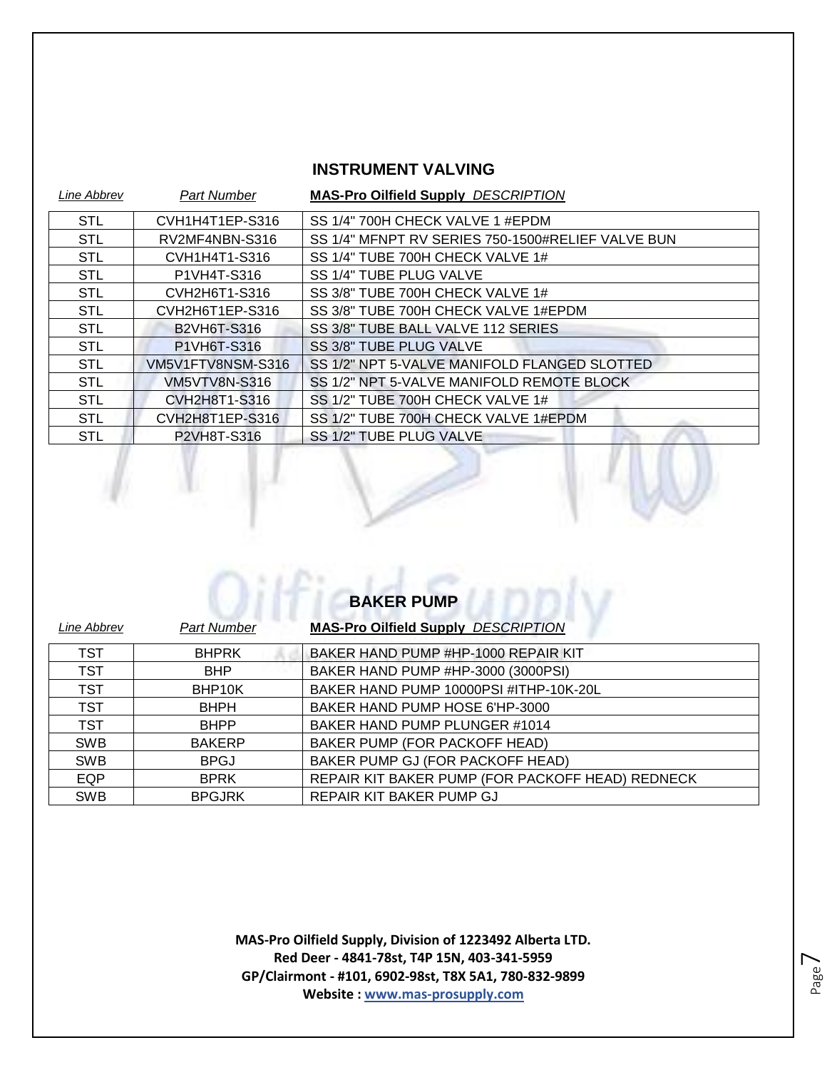## INSTRUMENT VALVING

| *Line Abbrev* | *Part Number* | **MAS-Pro Oilfield Supply** *DESCRIPTION* |
|---|---|---|
| STL | CVH1H4T1EP-S316 | SS 1/4" 700H CHECK VALVE 1 #EPDM |
| STL | RV2MF4NBN-S316 | SS 1/4" MFNPT RV SERIES 750-1500#RELIEF VALVE BUN |
| STL | CVH1H4T1-S316 | SS 1/4" TUBE 700H CHECK VALVE 1# |
| STL | P1VH4T-S316 | SS 1/4" TUBE PLUG VALVE |
| STL | CVH2H6T1-S316 | SS 3/8" TUBE 700H CHECK VALVE 1# |
| STL | CVH2H6T1EP-S316 | SS 3/8" TUBE 700H CHECK VALVE 1#EPDM |
| STL | B2VH6T-S316 | SS 3/8" TUBE BALL VALVE 112 SERIES |
| STL | P1VH6T-S316 | SS 3/8" TUBE PLUG VALVE |
| STL | VM5V1FTV8NSM-S316 | SS 1/2" NPT 5-VALVE MANIFOLD FLANGED SLOTTED |
| STL | VM5VTV8N-S316 | SS 1/2" NPT 5-VALVE MANIFOLD REMOTE BLOCK |
| STL | CVH2H8T1-S316 | SS 1/2" TUBE 700H CHECK VALVE 1# |
| STL | CVH2H8T1EP-S316 | SS 1/2" TUBE 700H CHECK VALVE 1#EPDM |
| STL | P2VH8T-S316 | SS 1/2" TUBE PLUG VALVE |

## BAKER PUMP

| *Line Abbrev* | *Part Number* | **MAS-Pro Oilfield Supply** *DESCRIPTION* |
|---|---|---|
| TST | BHPRK | BAKER HAND PUMP #HP-1000 REPAIR KIT |
| TST | BHP | BAKER HAND PUMP #HP-3000 (3000PSI) |
| TST | BHP10K | BAKER HAND PUMP 10000PSI #ITHP-10K-20L |
| TST | BHPH | BAKER HAND PUMP HOSE 6'HP-3000 |
| TST | BHPP | BAKER HAND PUMP PLUNGER #1014 |
| SWB | BAKERP | BAKER PUMP (FOR PACKOFF HEAD) |
| SWB | BPGJ | BAKER PUMP GJ (FOR PACKOFF HEAD) |
| EQP | BPRK | REPAIR KIT BAKER PUMP (FOR PACKOFF HEAD) REDNECK |
| SWB | BPGJRK | REPAIR KIT BAKER PUMP GJ |

**MAS-Pro Oilfield Supply, Division of 1223492 Alberta LTD.**
**Red Deer - 4841-78st, T4P 15N, 403-341-5959**
**GP/Clairmont - #101, 6902-98st, T8X 5A1, 780-832-9899**
**Website : www.mas-prosupply.com**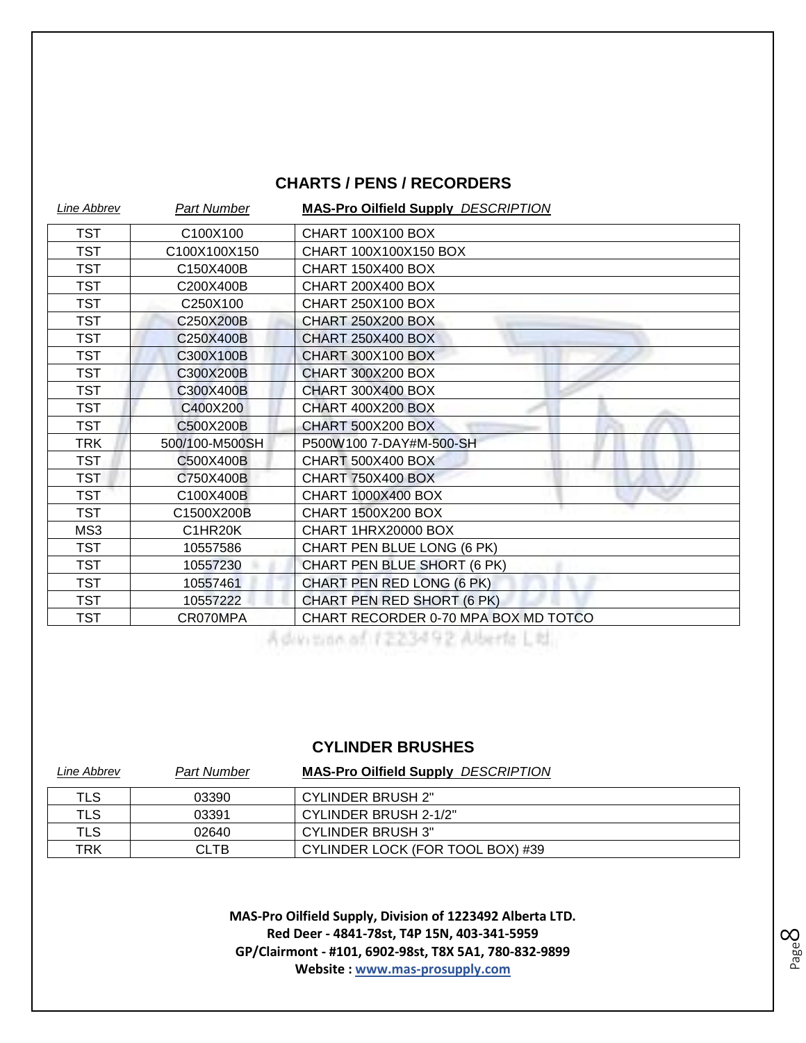## CHARTS / PENS / RECORDERS

| *Line Abbrev* | *Part Number* | **MAS-Pro Oilfield Supply** *DESCRIPTION* |
|---|---|---|
| TST | C100X100 | CHART 100X100 BOX |
| TST | C100X100X150 | CHART 100X100X150 BOX |
| TST | C150X400B | CHART 150X400 BOX |
| TST | C200X400B | CHART 200X400 BOX |
| TST | C250X100 | CHART 250X100 BOX |
| TST | C250X200B | CHART 250X200 BOX |
| TST | C250X400B | CHART 250X400 BOX |
| TST | C300X100B | CHART 300X100 BOX |
| TST | C300X200B | CHART 300X200 BOX |
| TST | C300X400B | CHART 300X400 BOX |
| TST | C400X200 | CHART 400X200 BOX |
| TST | C500X200B | CHART 500X200 BOX |
| TRK | 500/100-M500SH | P500W100 7-DAY#M-500-SH |
| TST | C500X400B | CHART 500X400 BOX |
| TST | C750X400B | CHART 750X400 BOX |
| TST | C100X400B | CHART 1000X400 BOX |
| TST | C1500X200B | CHART 1500X200 BOX |
| MS3 | C1HR20K | CHART 1HRX20000 BOX |
| TST | 10557586 | CHART PEN BLUE LONG (6 PK) |
| TST | 10557230 | CHART PEN BLUE SHORT (6 PK) |
| TST | 10557461 | CHART PEN RED LONG (6 PK) |
| TST | 10557222 | CHART PEN RED SHORT (6 PK) |
| TST | CR070MPA | CHART RECORDER 0-70 MPA BOX MD TOTCO |

## CYLINDER BRUSHES

| *Line Abbrev* | *Part Number* | **MAS-Pro Oilfield Supply** *DESCRIPTION* |
|---|---|---|
| TLS | 03390 | CYLINDER BRUSH 2" |
| TLS | 03391 | CYLINDER BRUSH 2-1/2" |
| TLS | 02640 | CYLINDER BRUSH 3" |
| TRK | CLTB | CYLINDER LOCK (FOR TOOL BOX) #39 |

**MAS-Pro Oilfield Supply, Division of 1223492 Alberta LTD.**
**Red Deer - 4841-78st, T4P 15N, 403-341-5959**
**GP/Clairmont - #101, 6902-98st, T8X 5A1, 780-832-9899**
**Website : www.mas-prosupply.com**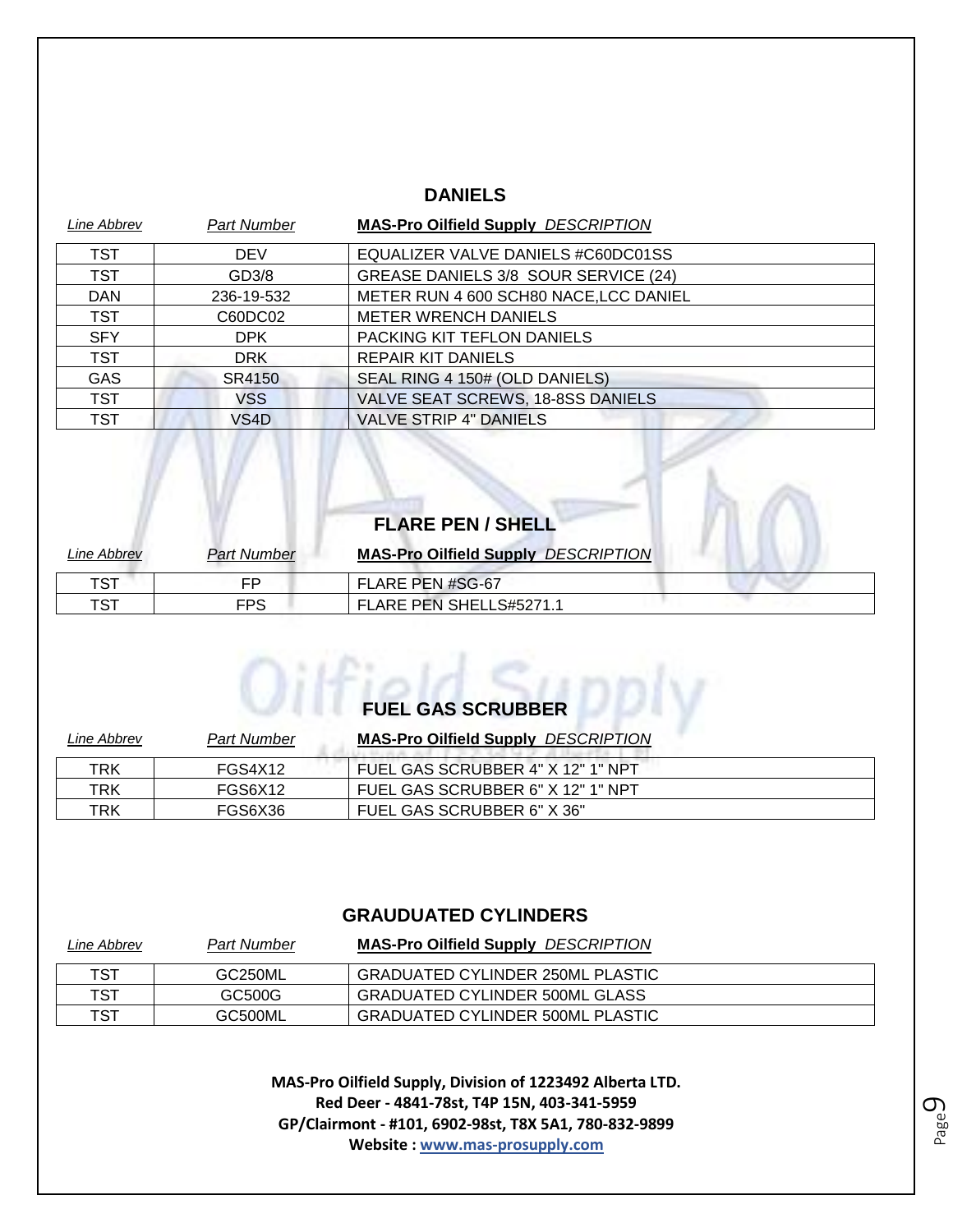## DANIELS

| Line Abbrev | Part Number | MAS-Pro Oilfield Supply DESCRIPTION |
|---|---|---|
| TST | DEV | EQUALIZER VALVE DANIELS #C60DC01SS |
| TST | GD3/8 | GREASE DANIELS 3/8 SOUR SERVICE (24) |
| DAN | 236-19-532 | METER RUN 4 600 SCH80 NACE,LCC DANIEL |
| TST | C60DC02 | METER WRENCH DANIELS |
| SFY | DPK | PACKING KIT TEFLON DANIELS |
| TST | DRK | REPAIR KIT DANIELS |
| GAS | SR4150 | SEAL RING 4 150# (OLD DANIELS) |
| TST | VSS | VALVE SEAT SCREWS, 18-8SS DANIELS |
| TST | VS4D | VALVE STRIP 4" DANIELS |

## FLARE PEN / SHELL

| Line Abbrev | Part Number | MAS-Pro Oilfield Supply DESCRIPTION |
|---|---|---|
| TST | FP | FLARE PEN #SG-67 |
| TST | FPS | FLARE PEN SHELLS#5271.1 |

## FUEL GAS SCRUBBER

| Line Abbrev | Part Number | MAS-Pro Oilfield Supply DESCRIPTION |
|---|---|---|
| TRK | FGS4X12 | FUEL GAS SCRUBBER 4" X 12" 1" NPT |
| TRK | FGS6X12 | FUEL GAS SCRUBBER 6" X 12" 1" NPT |
| TRK | FGS6X36 | FUEL GAS SCRUBBER 6" X 36" |

## GRAUDUATED CYLINDERS

| Line Abbrev | Part Number | MAS-Pro Oilfield Supply DESCRIPTION |
|---|---|---|
| TST | GC250ML | GRADUATED CYLINDER 250ML PLASTIC |
| TST | GC500G | GRADUATED CYLINDER 500ML GLASS |
| TST | GC500ML | GRADUATED CYLINDER 500ML PLASTIC |

**MAS-Pro Oilfield Supply, Division of 1223492 Alberta LTD.**
**Red Deer - 4841-78st, T4P 15N, 403-341-5959**
**GP/Clairmont - #101, 6902-98st, T8X 5A1, 780-832-9899**
**Website : www.mas-prosupply.com**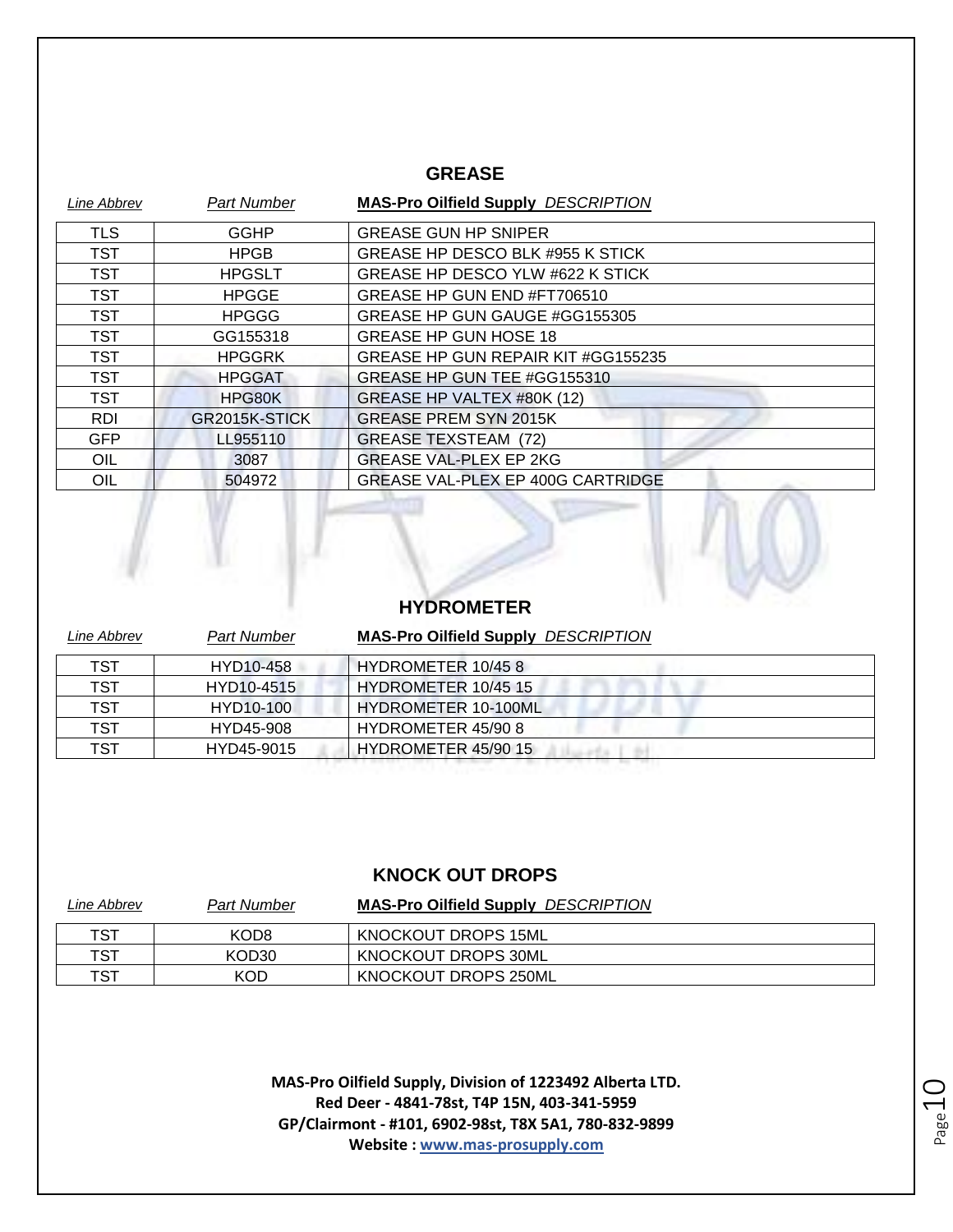## GREASE

| *Line Abbrev* | *Part Number* | **MAS-Pro Oilfield Supply** *DESCRIPTION* |
|---|---|---|
| TLS | GGHP | GREASE GUN HP SNIPER |
| TST | HPGB | GREASE HP DESCO BLK #955 K STICK |
| TST | HPGSLT | GREASE HP DESCO YLW #622 K STICK |
| TST | HPGGE | GREASE HP GUN END #FT706510 |
| TST | HPGGG | GREASE HP GUN GAUGE #GG155305 |
| TST | GG155318 | GREASE HP GUN HOSE 18 |
| TST | HPGGRK | GREASE HP GUN REPAIR KIT #GG155235 |
| TST | HPGGAT | GREASE HP GUN TEE #GG155310 |
| TST | HPG80K | GREASE HP VALTEX #80K (12) |
| RDI | GR2015K-STICK | GREASE PREM SYN 2015K |
| GFP | LL955110 | GREASE TEXSTEAM (72) |
| OIL | 3087 | GREASE VAL-PLEX EP 2KG |
| OIL | 504972 | GREASE VAL-PLEX EP 400G CARTRIDGE |

## HYDROMETER

| *Line Abbrev* | *Part Number* | **MAS-Pro Oilfield Supply** *DESCRIPTION* |
|---|---|---|
| TST | HYD10-458 | HYDROMETER 10/45 8 |
| TST | HYD10-4515 | HYDROMETER 10/45 15 |
| TST | HYD10-100 | HYDROMETER 10-100ML |
| TST | HYD45-908 | HYDROMETER 45/90 8 |
| TST | HYD45-9015 | HYDROMETER 45/90 15 |

## KNOCK OUT DROPS

| *Line Abbrev* | *Part Number* | **MAS-Pro Oilfield Supply** *DESCRIPTION* |
|---|---|---|
| TST | KOD8 | KNOCKOUT DROPS 15ML |
| TST | KOD30 | KNOCKOUT DROPS 30ML |
| TST | KOD | KNOCKOUT DROPS 250ML |

**MAS-Pro Oilfield Supply, Division of 1223492 Alberta LTD.**
**Red Deer - 4841-78st, T4P 15N, 403-341-5959**
**GP/Clairmont - #101, 6902-98st, T8X 5A1, 780-832-9899**
**Website : www.mas-prosupply.com**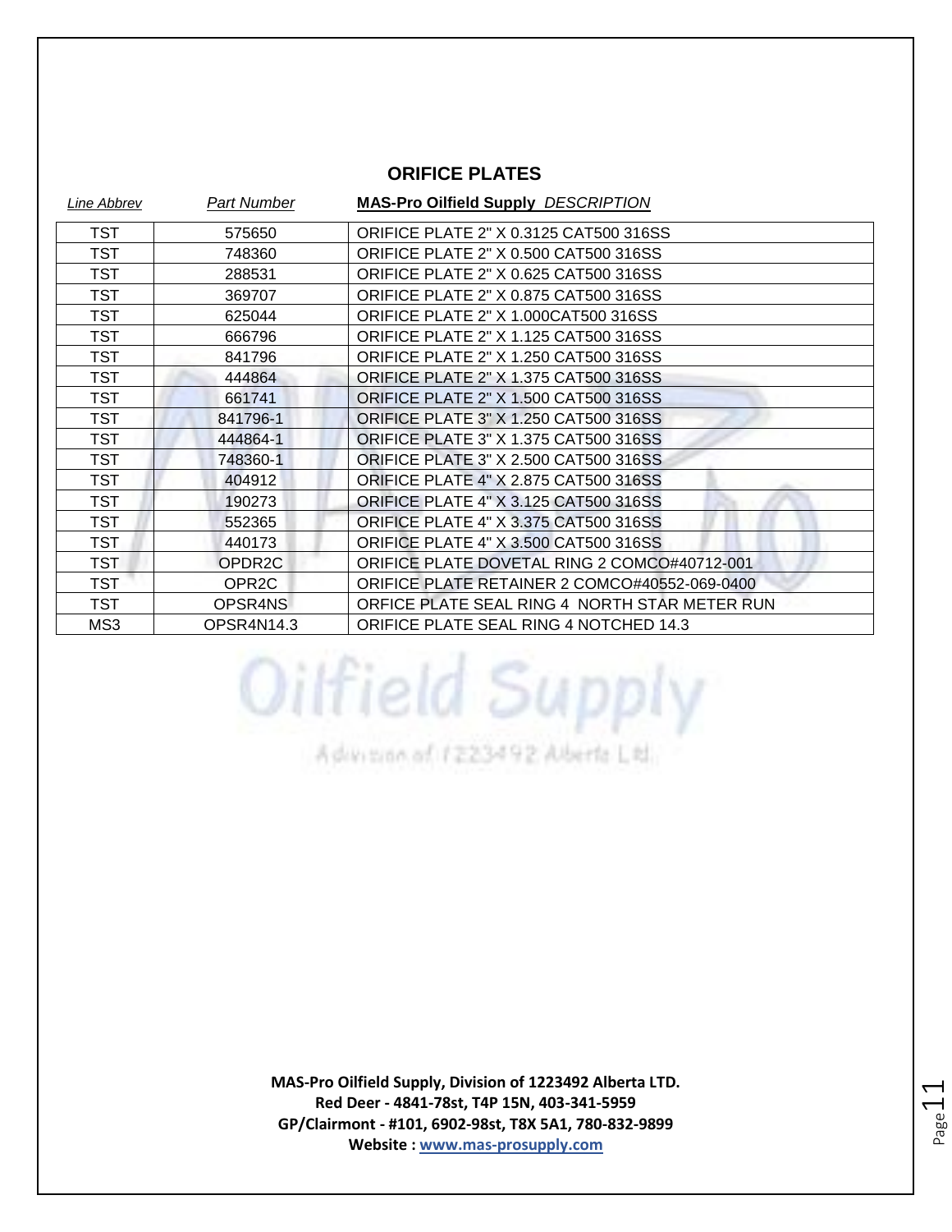## ORIFICE PLATES

| *Line Abbrev* | *Part Number* | **MAS-Pro Oilfield Supply** *DESCRIPTION* |
|---|---|---|
| TST | 575650 | ORIFICE PLATE 2" X 0.3125 CAT500 316SS |
| TST | 748360 | ORIFICE PLATE 2" X 0.500 CAT500 316SS |
| TST | 288531 | ORIFICE PLATE 2" X 0.625 CAT500 316SS |
| TST | 369707 | ORIFICE PLATE 2" X 0.875 CAT500 316SS |
| TST | 625044 | ORIFICE PLATE 2" X 1.000CAT500 316SS |
| TST | 666796 | ORIFICE PLATE 2" X 1.125 CAT500 316SS |
| TST | 841796 | ORIFICE PLATE 2" X 1.250 CAT500 316SS |
| TST | 444864 | ORIFICE PLATE 2" X 1.375 CAT500 316SS |
| TST | 661741 | ORIFICE PLATE 2" X 1.500 CAT500 316SS |
| TST | 841796-1 | ORIFICE PLATE 3" X 1.250 CAT500 316SS |
| TST | 444864-1 | ORIFICE PLATE 3" X 1.375 CAT500 316SS |
| TST | 748360-1 | ORIFICE PLATE 3" X 2.500 CAT500 316SS |
| TST | 404912 | ORIFICE PLATE 4" X 2.875 CAT500 316SS |
| TST | 190273 | ORIFICE PLATE 4" X 3.125 CAT500 316SS |
| TST | 552365 | ORIFICE PLATE 4" X 3.375 CAT500 316SS |
| TST | 440173 | ORIFICE PLATE 4" X 3.500 CAT500 316SS |
| TST | OPDR2C | ORIFICE PLATE DOVETAL RING 2 COMCO#40712-001 |
| TST | OPR2C | ORIFICE PLATE RETAINER 2 COMCO#40552-069-0400 |
| TST | OPSR4NS | ORFICE PLATE SEAL RING 4 NORTH STAR METER RUN |
| MS3 | OPSR4N14.3 | ORIFICE PLATE SEAL RING 4 NOTCHED 14.3 |

**MAS-Pro Oilfield Supply, Division of 1223492 Alberta LTD.**
**Red Deer - 4841-78st, T4P 15N, 403-341-5959**
**GP/Clairmont - #101, 6902-98st, T8X 5A1, 780-832-9899**
**Website : www.mas-prosupply.com**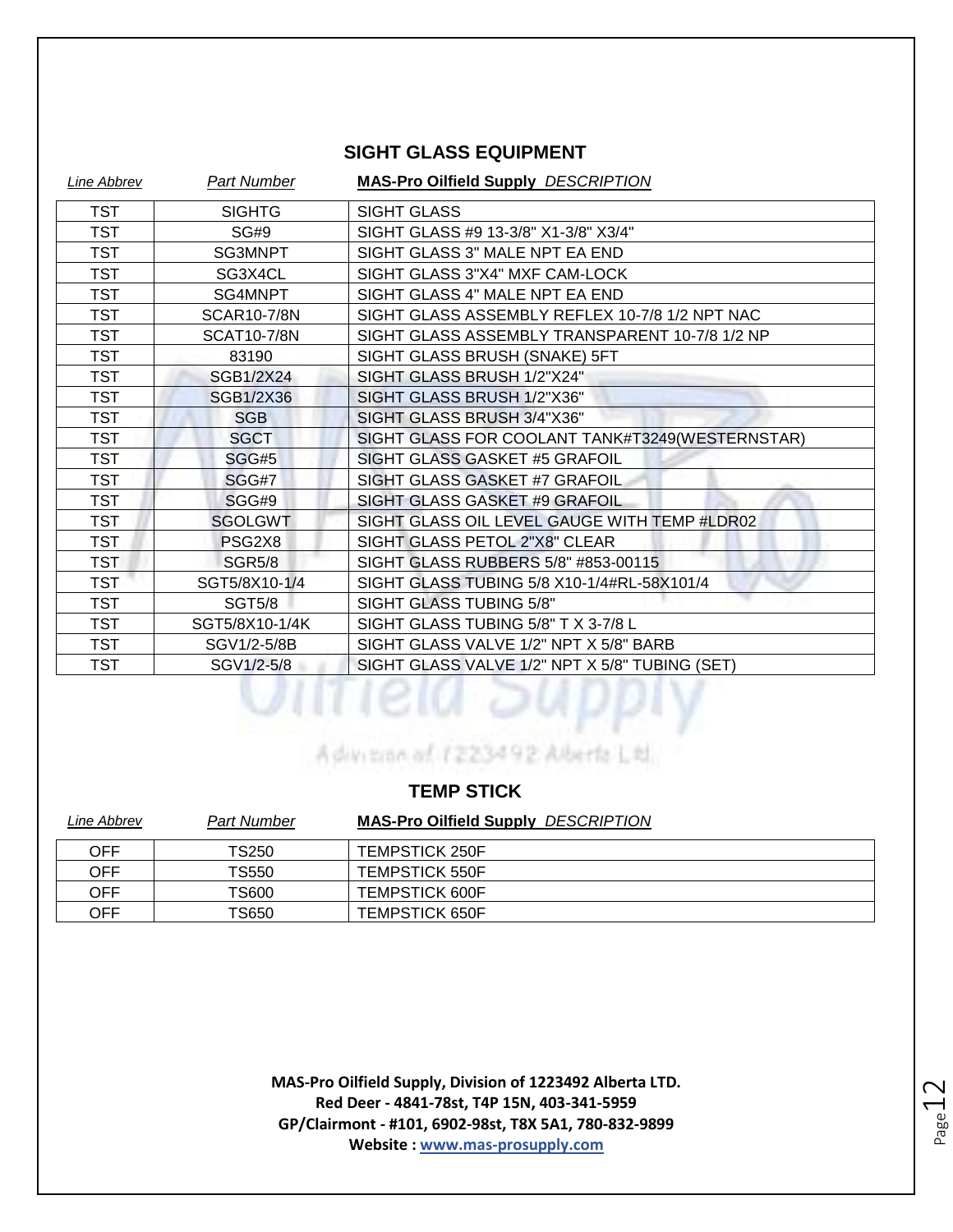## SIGHT GLASS EQUIPMENT

| *Line Abbrev* | *Part Number* | **MAS-Pro Oilfield Supply** *DESCRIPTION* |
|---|---|---|
| TST | SIGHTG | SIGHT GLASS |
| TST | SG#9 | SIGHT GLASS #9 13-3/8" X1-3/8" X3/4" |
| TST | SG3MNPT | SIGHT GLASS 3" MALE NPT EA END |
| TST | SG3X4CL | SIGHT GLASS 3"X4" MXF CAM-LOCK |
| TST | SG4MNPT | SIGHT GLASS 4" MALE NPT EA END |
| TST | SCAR10-7/8N | SIGHT GLASS ASSEMBLY REFLEX 10-7/8 1/2 NPT NAC |
| TST | SCAT10-7/8N | SIGHT GLASS ASSEMBLY TRANSPARENT 10-7/8 1/2 NP |
| TST | 83190 | SIGHT GLASS BRUSH (SNAKE) 5FT |
| TST | SGB1/2X24 | SIGHT GLASS BRUSH 1/2"X24" |
| TST | SGB1/2X36 | SIGHT GLASS BRUSH 1/2"X36" |
| TST | SGB | SIGHT GLASS BRUSH 3/4"X36" |
| TST | SGCT | SIGHT GLASS FOR COOLANT TANK#T3249(WESTERNSTAR) |
| TST | SGG#5 | SIGHT GLASS GASKET #5 GRAFOIL |
| TST | SGG#7 | SIGHT GLASS GASKET #7 GRAFOIL |
| TST | SGG#9 | SIGHT GLASS GASKET #9 GRAFOIL |
| TST | SGOLGWT | SIGHT GLASS OIL LEVEL GAUGE WITH TEMP #LDR02 |
| TST | PSG2X8 | SIGHT GLASS PETOL 2"X8" CLEAR |
| TST | SGR5/8 | SIGHT GLASS RUBBERS 5/8" #853-00115 |
| TST | SGT5/8X10-1/4 | SIGHT GLASS TUBING 5/8 X10-1/4#RL-58X101/4 |
| TST | SGT5/8 | SIGHT GLASS TUBING 5/8" |
| TST | SGT5/8X10-1/4K | SIGHT GLASS TUBING 5/8" T X 3-7/8 L |
| TST | SGV1/2-5/8B | SIGHT GLASS VALVE 1/2" NPT X 5/8" BARB |
| TST | SGV1/2-5/8 | SIGHT GLASS VALVE 1/2" NPT X 5/8" TUBING (SET) |

## TEMP STICK

| *Line Abbrev* | *Part Number* | **MAS-Pro Oilfield Supply** *DESCRIPTION* |
|---|---|---|
| OFF | TS250 | TEMPSTICK 250F |
| OFF | TS550 | TEMPSTICK 550F |
| OFF | TS600 | TEMPSTICK 600F |
| OFF | TS650 | TEMPSTICK 650F |

**MAS-Pro Oilfield Supply, Division of 1223492 Alberta LTD.**
**Red Deer - 4841-78st, T4P 15N, 403-341-5959**
**GP/Clairmont - #101, 6902-98st, T8X 5A1, 780-832-9899**
**Website : www.mas-prosupply.com**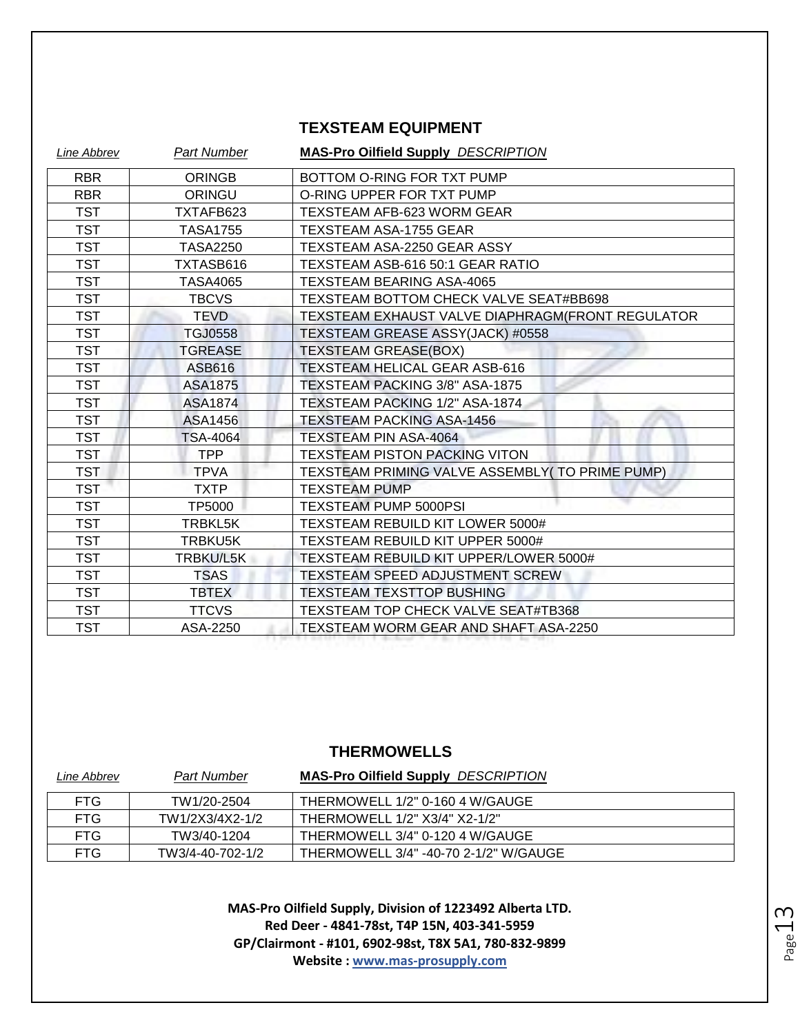## TEXSTEAM EQUIPMENT

| *Line Abbrev* | *Part Number* | **MAS-Pro Oilfield Supply** *DESCRIPTION* |
|---|---|---|
| RBR | ORINGB | BOTTOM O-RING FOR TXT PUMP |
| RBR | ORINGU | O-RING UPPER FOR TXT PUMP |
| TST | TXTAFB623 | TEXSTEAM AFB-623 WORM GEAR |
| TST | TASA1755 | TEXSTEAM ASA-1755 GEAR |
| TST | TASA2250 | TEXSTEAM ASA-2250 GEAR ASSY |
| TST | TXTASB616 | TEXSTEAM ASB-616 50:1 GEAR RATIO |
| TST | TASA4065 | TEXSTEAM BEARING ASA-4065 |
| TST | TBCVS | TEXSTEAM BOTTOM CHECK VALVE SEAT#BB698 |
| TST | TEVD | TEXSTEAM EXHAUST VALVE DIAPHRAGM(FRONT REGULATOR |
| TST | TGJ0558 | TEXSTEAM GREASE ASSY(JACK) #0558 |
| TST | TGREASE | TEXSTEAM GREASE(BOX) |
| TST | ASB616 | TEXSTEAM HELICAL GEAR ASB-616 |
| TST | ASA1875 | TEXSTEAM PACKING 3/8" ASA-1875 |
| TST | ASA1874 | TEXSTEAM PACKING 1/2" ASA-1874 |
| TST | ASA1456 | TEXSTEAM PACKING ASA-1456 |
| TST | TSA-4064 | TEXSTEAM PIN ASA-4064 |
| TST | TPP | TEXSTEAM PISTON PACKING VITON |
| TST | TPVA | TEXSTEAM PRIMING VALVE ASSEMBLY( TO PRIME PUMP) |
| TST | TXTP | TEXSTEAM PUMP |
| TST | TP5000 | TEXSTEAM PUMP 5000PSI |
| TST | TRBKL5K | TEXSTEAM REBUILD KIT LOWER 5000# |
| TST | TRBKU5K | TEXSTEAM REBUILD KIT UPPER 5000# |
| TST | TRBKU/L5K | TEXSTEAM REBUILD KIT UPPER/LOWER 5000# |
| TST | TSAS | TEXSTEAM SPEED ADJUSTMENT SCREW |
| TST | TBTEX | TEXSTEAM TEXSTTOP BUSHING |
| TST | TTCVS | TEXSTEAM TOP CHECK VALVE SEAT#TB368 |
| TST | ASA-2250 | TEXSTEAM WORM GEAR AND SHAFT ASA-2250 |

## THERMOWELLS

| *Line Abbrev* | *Part Number* | **MAS-Pro Oilfield Supply** *DESCRIPTION* |
|---|---|---|
| FTG | TW1/20-2504 | THERMOWELL 1/2" 0-160 4 W/GAUGE |
| FTG | TW1/2X3/4X2-1/2 | THERMOWELL 1/2" X3/4" X2-1/2" |
| FTG | TW3/40-1204 | THERMOWELL 3/4" 0-120 4 W/GAUGE |
| FTG | TW3/4-40-702-1/2 | THERMOWELL 3/4" -40-70 2-1/2" W/GAUGE |

**MAS-Pro Oilfield Supply, Division of 1223492 Alberta LTD.**
**Red Deer - 4841-78st, T4P 15N, 403-341-5959**
**GP/Clairmont - #101, 6902-98st, T8X 5A1, 780-832-9899**
**Website : www.mas-prosupply.com**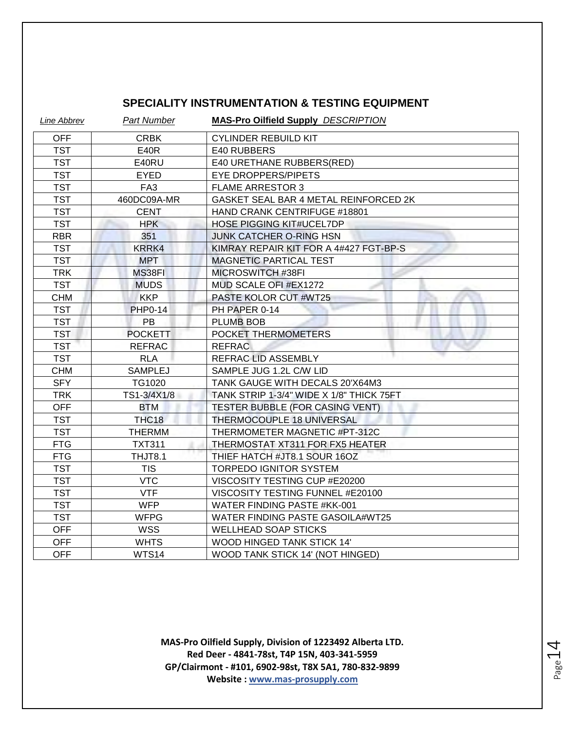## SPECIALITY INSTRUMENTATION & TESTING EQUIPMENT

| *Line Abbrev* | *Part Number* | **MAS-Pro Oilfield Supply** *DESCRIPTION* |
|---|---|---|
| OFF | CRBK | CYLINDER REBUILD KIT |
| TST | E40R | E40 RUBBERS |
| TST | E40RU | E40 URETHANE RUBBERS(RED) |
| TST | EYED | EYE DROPPERS/PIPETS |
| TST | FA3 | FLAME ARRESTOR 3 |
| TST | 460DC09A-MR | GASKET SEAL BAR 4 METAL REINFORCED 2K |
| TST | CENT | HAND CRANK CENTRIFUGE #18801 |
| TST | HPK | HOSE PIGGING KIT#UCEL7DP |
| RBR | 351 | JUNK CATCHER O-RING HSN |
| TST | KRRK4 | KIMRAY REPAIR KIT FOR A 4#427 FGT-BP-S |
| TST | MPT | MAGNETIC PARTICAL TEST |
| TRK | MS38FI | MICROSWITCH #38FI |
| TST | MUDS | MUD SCALE OFI #EX1272 |
| CHM | KKP | PASTE KOLOR CUT #WT25 |
| TST | PHP0-14 | PH PAPER 0-14 |
| TST | PB | PLUMB BOB |
| TST | POCKETT | POCKET THERMOMETERS |
| TST | REFRAC | REFRAC |
| TST | RLA | REFRAC LID ASSEMBLY |
| CHM | SAMPLEJ | SAMPLE JUG 1.2L C/W LID |
| SFY | TG1020 | TANK GAUGE WITH DECALS 20'X64M3 |
| TRK | TS1-3/4X1/8 | TANK STRIP 1-3/4" WIDE X 1/8" THICK 75FT |
| OFF | BTM | TESTER BUBBLE (FOR CASING VENT) |
| TST | THC18 | THERMOCOUPLE 18 UNIVERSAL |
| TST | THERMM | THERMOMETER MAGNETIC #PT-312C |
| FTG | TXT311 | THERMOSTAT XT311 FOR FX5 HEATER |
| FTG | THJT8.1 | THIEF HATCH #JT8.1 SOUR 16OZ |
| TST | TIS | TORPEDO IGNITOR SYSTEM |
| TST | VTC | VISCOSITY TESTING CUP #E20200 |
| TST | VTF | VISCOSITY TESTING FUNNEL #E20100 |
| TST | WFP | WATER FINDING PASTE #KK-001 |
| TST | WFPG | WATER FINDING PASTE GASOILA#WT25 |
| OFF | WSS | WELLHEAD SOAP STICKS |
| OFF | WHTS | WOOD HINGED TANK STICK 14' |
| OFF | WTS14 | WOOD TANK STICK 14' (NOT HINGED) |

**MAS-Pro Oilfield Supply, Division of 1223492 Alberta LTD.**
**Red Deer - 4841-78st, T4P 15N, 403-341-5959**
**GP/Clairmont - #101, 6902-98st, T8X 5A1, 780-832-9899**
**Website : www.mas-prosupply.com**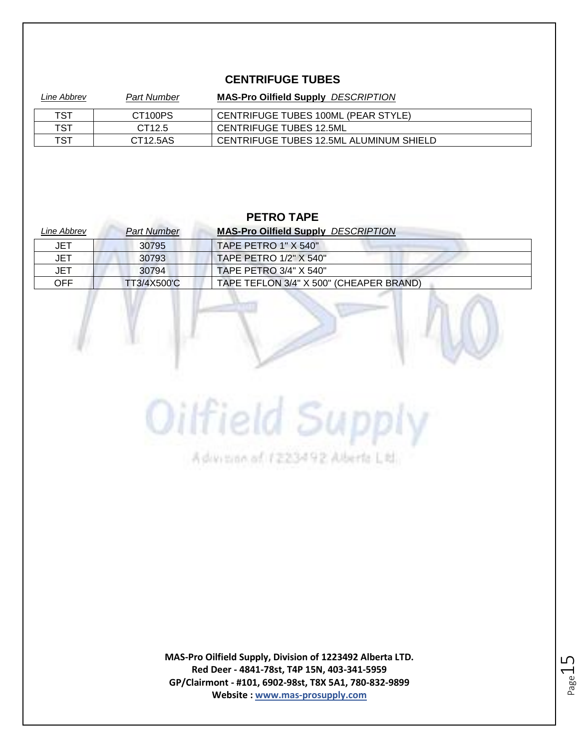## CENTRIFUGE TUBES

| *Line Abbrev* | *Part Number* | **MAS-Pro Oilfield Supply** *DESCRIPTION* |
|---|---|---|
| TST | CT100PS | CENTRIFUGE TUBES 100ML (PEAR STYLE) |
| TST | CT12.5 | CENTRIFUGE TUBES 12.5ML |
| TST | CT12.5AS | CENTRIFUGE TUBES 12.5ML ALUMINUM SHIELD |

## PETRO TAPE

| *Line Abbrev* | *Part Number* | **MAS-Pro Oilfield Supply** *DESCRIPTION* |
|---|---|---|
| JET | 30795 | TAPE PETRO 1" X 540" |
| JET | 30793 | TAPE PETRO 1/2" X 540" |
| JET | 30794 | TAPE PETRO 3/4" X 540" |
| OFF | TT3/4X500'C | TAPE TEFLON 3/4" X 500" (CHEAPER BRAND) |

**MAS-Pro Oilfield Supply, Division of 1223492 Alberta LTD.**
**Red Deer - 4841-78st, T4P 15N, 403-341-5959**
**GP/Clairmont - #101, 6902-98st, T8X 5A1, 780-832-9899**
**Website : www.mas-prosupply.com**